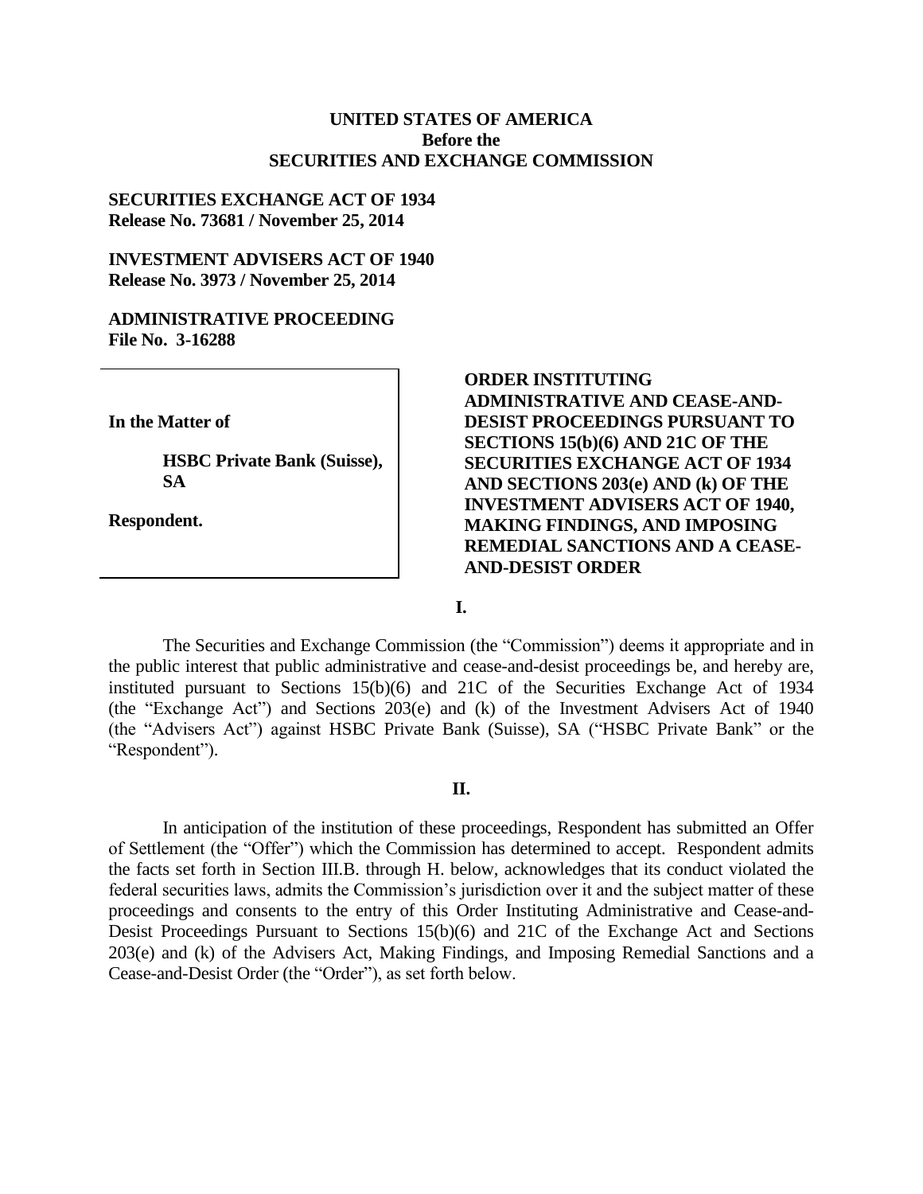**UNITED STATES OF AMERICA**
**Before the**
**SECURITIES AND EXCHANGE COMMISSION**

**SECURITIES EXCHANGE ACT OF 1934**
**Release No. 73681 / November 25, 2014**

**INVESTMENT ADVISERS ACT OF 1940**
**Release No. 3973 / November 25, 2014**

**ADMINISTRATIVE PROCEEDING**
**File No. 3-16288**

**In the Matter of**

**HSBC Private Bank (Suisse), SA**

**Respondent.**

**ORDER INSTITUTING ADMINISTRATIVE AND CEASE-AND-DESIST PROCEEDINGS PURSUANT TO SECTIONS 15(b)(6) AND 21C OF THE SECURITIES EXCHANGE ACT OF 1934 AND SECTIONS 203(e) AND (k) OF THE INVESTMENT ADVISERS ACT OF 1940, MAKING FINDINGS, AND IMPOSING REMEDIAL SANCTIONS AND A CEASE-AND-DESIST ORDER**

## I.

The Securities and Exchange Commission (the "Commission") deems it appropriate and in the public interest that public administrative and cease-and-desist proceedings be, and hereby are, instituted pursuant to Sections 15(b)(6) and 21C of the Securities Exchange Act of 1934 (the "Exchange Act") and Sections 203(e) and (k) of the Investment Advisers Act of 1940 (the "Advisers Act") against HSBC Private Bank (Suisse), SA ("HSBC Private Bank" or the "Respondent").

## II.

In anticipation of the institution of these proceedings, Respondent has submitted an Offer of Settlement (the "Offer") which the Commission has determined to accept. Respondent admits the facts set forth in Section III.B. through H. below, acknowledges that its conduct violated the federal securities laws, admits the Commission's jurisdiction over it and the subject matter of these proceedings and consents to the entry of this Order Instituting Administrative and Cease-and-Desist Proceedings Pursuant to Sections 15(b)(6) and 21C of the Exchange Act and Sections 203(e) and (k) of the Advisers Act, Making Findings, and Imposing Remedial Sanctions and a Cease-and-Desist Order (the "Order"), as set forth below.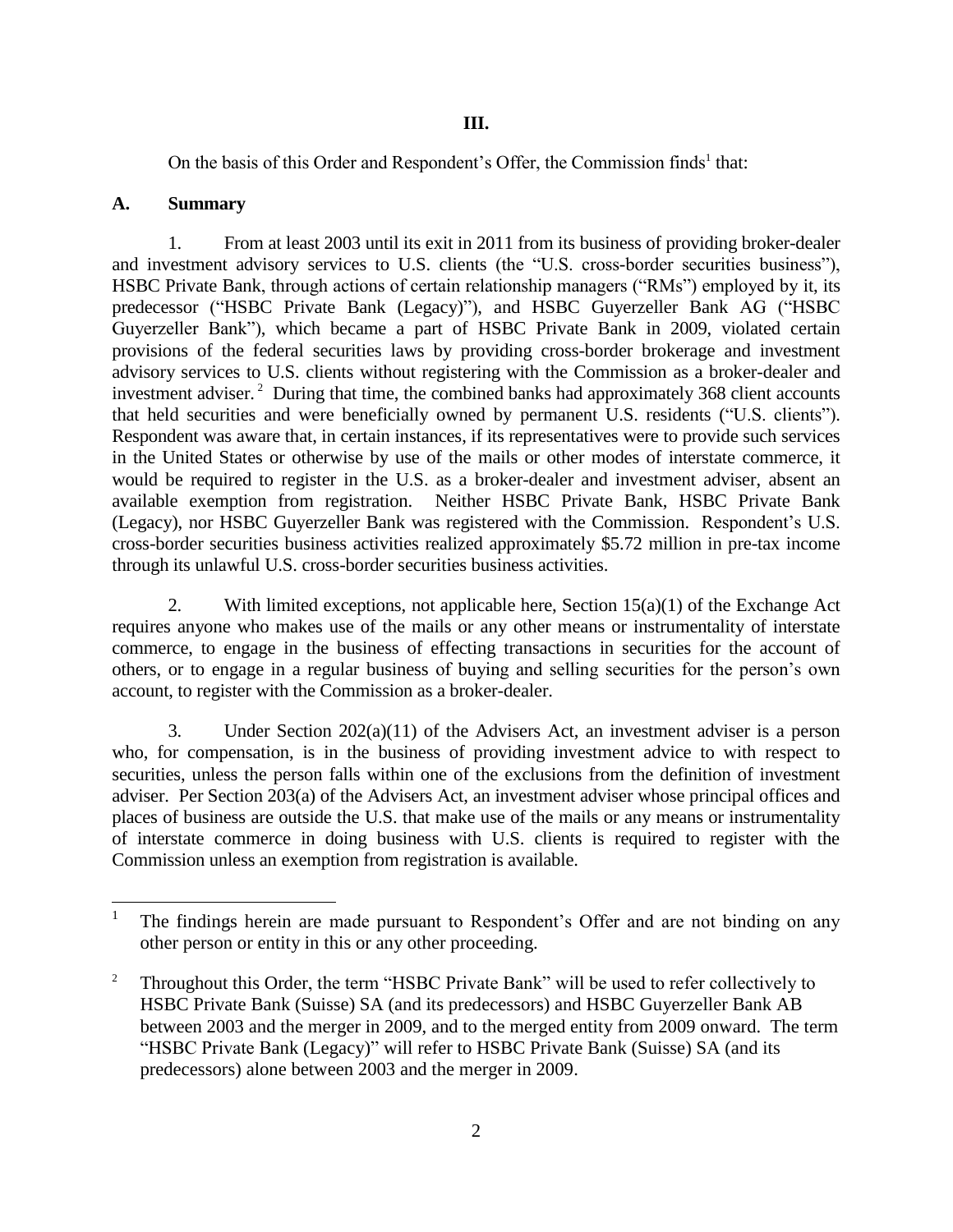**III.**

On the basis of this Order and Respondent's Offer, the Commission finds[1] that:

## A. Summary

1. From at least 2003 until its exit in 2011 from its business of providing broker-dealer and investment advisory services to U.S. clients (the "U.S. cross-border securities business"), HSBC Private Bank, through actions of certain relationship managers ("RMs") employed by it, its predecessor ("HSBC Private Bank (Legacy)"), and HSBC Guyerzeller Bank AG ("HSBC Guyerzeller Bank"), which became a part of HSBC Private Bank in 2009, violated certain provisions of the federal securities laws by providing cross-border brokerage and investment advisory services to U.S. clients without registering with the Commission as a broker-dealer and investment adviser.[2] During that time, the combined banks had approximately 368 client accounts that held securities and were beneficially owned by permanent U.S. residents ("U.S. clients"). Respondent was aware that, in certain instances, if its representatives were to provide such services in the United States or otherwise by use of the mails or other modes of interstate commerce, it would be required to register in the U.S. as a broker-dealer and investment adviser, absent an available exemption from registration. Neither HSBC Private Bank, HSBC Private Bank (Legacy), nor HSBC Guyerzeller Bank was registered with the Commission. Respondent's U.S. cross-border securities business activities realized approximately $5.72 million in pre-tax income through its unlawful U.S. cross-border securities business activities.

2. With limited exceptions, not applicable here, Section 15(a)(1) of the Exchange Act requires anyone who makes use of the mails or any other means or instrumentality of interstate commerce, to engage in the business of effecting transactions in securities for the account of others, or to engage in a regular business of buying and selling securities for the person's own account, to register with the Commission as a broker-dealer.

3. Under Section 202(a)(11) of the Advisers Act, an investment adviser is a person who, for compensation, is in the business of providing investment advice to with respect to securities, unless the person falls within one of the exclusions from the definition of investment adviser. Per Section 203(a) of the Advisers Act, an investment adviser whose principal offices and places of business are outside the U.S. that make use of the mails or any means or instrumentality of interstate commerce in doing business with U.S. clients is required to register with the Commission unless an exemption from registration is available.

---

[1] The findings herein are made pursuant to Respondent's Offer and are not binding on any other person or entity in this or any other proceeding.

[2] Throughout this Order, the term "HSBC Private Bank" will be used to refer collectively to HSBC Private Bank (Suisse) SA (and its predecessors) and HSBC Guyerzeller Bank AB between 2003 and the merger in 2009, and to the merged entity from 2009 onward. The term "HSBC Private Bank (Legacy)" will refer to HSBC Private Bank (Suisse) SA (and its predecessors) alone between 2003 and the merger in 2009.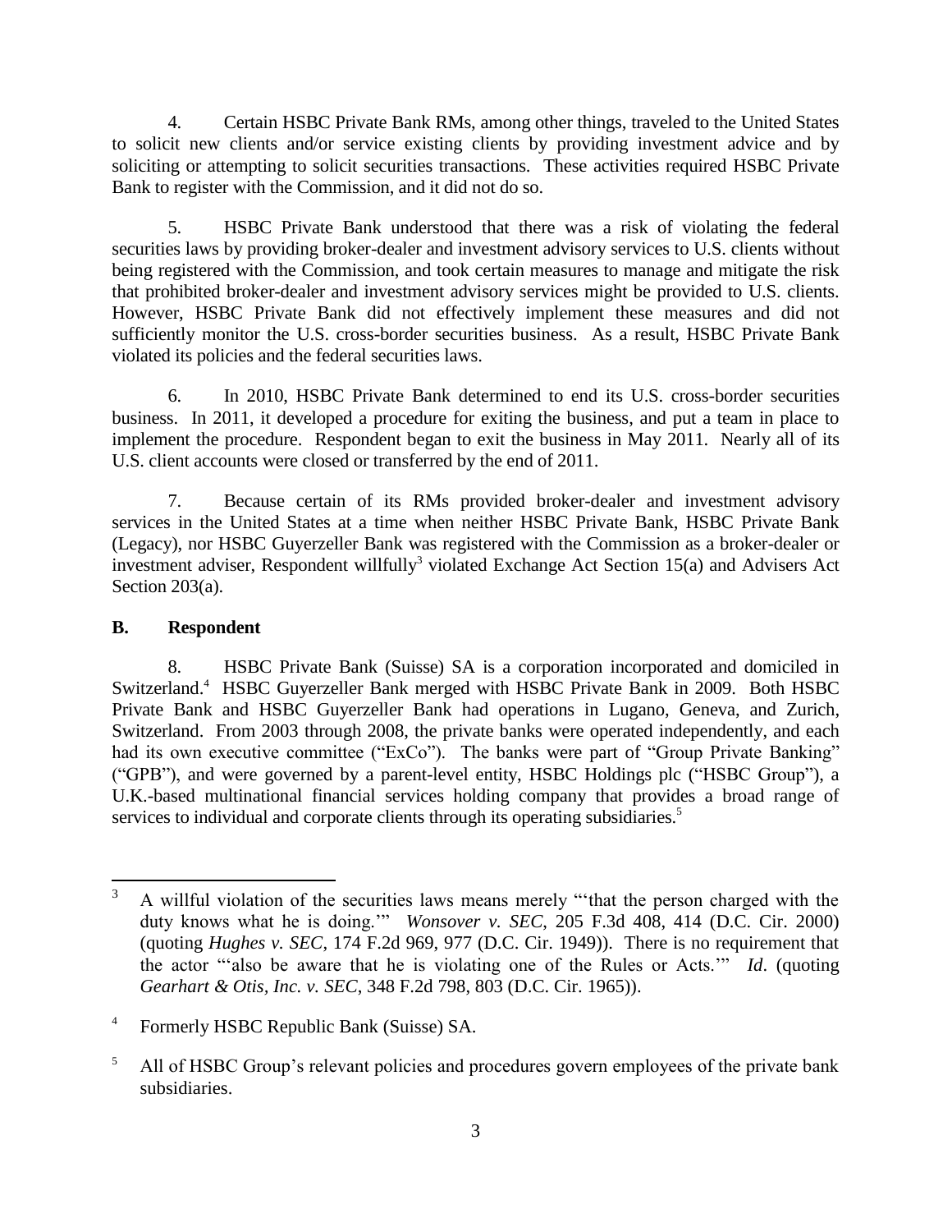4. Certain HSBC Private Bank RMs, among other things, traveled to the United States to solicit new clients and/or service existing clients by providing investment advice and by soliciting or attempting to solicit securities transactions. These activities required HSBC Private Bank to register with the Commission, and it did not do so.

5. HSBC Private Bank understood that there was a risk of violating the federal securities laws by providing broker-dealer and investment advisory services to U.S. clients without being registered with the Commission, and took certain measures to manage and mitigate the risk that prohibited broker-dealer and investment advisory services might be provided to U.S. clients. However, HSBC Private Bank did not effectively implement these measures and did not sufficiently monitor the U.S. cross-border securities business. As a result, HSBC Private Bank violated its policies and the federal securities laws.

6. In 2010, HSBC Private Bank determined to end its U.S. cross-border securities business. In 2011, it developed a procedure for exiting the business, and put a team in place to implement the procedure. Respondent began to exit the business in May 2011. Nearly all of its U.S. client accounts were closed or transferred by the end of 2011.

7. Because certain of its RMs provided broker-dealer and investment advisory services in the United States at a time when neither HSBC Private Bank, HSBC Private Bank (Legacy), nor HSBC Guyerzeller Bank was registered with the Commission as a broker-dealer or investment adviser, Respondent willfully[3] violated Exchange Act Section 15(a) and Advisers Act Section 203(a).

## B. Respondent

8. HSBC Private Bank (Suisse) SA is a corporation incorporated and domiciled in Switzerland.[4] HSBC Guyerzeller Bank merged with HSBC Private Bank in 2009. Both HSBC Private Bank and HSBC Guyerzeller Bank had operations in Lugano, Geneva, and Zurich, Switzerland. From 2003 through 2008, the private banks were operated independently, and each had its own executive committee ("ExCo"). The banks were part of "Group Private Banking" ("GPB"), and were governed by a parent-level entity, HSBC Holdings plc ("HSBC Group"), a U.K.-based multinational financial services holding company that provides a broad range of services to individual and corporate clients through its operating subsidiaries.[5]

---

[3] A willful violation of the securities laws means merely "'that the person charged with the duty knows what he is doing.'" *Wonsover v. SEC*, 205 F.3d 408, 414 (D.C. Cir. 2000) (quoting *Hughes v. SEC*, 174 F.2d 969, 977 (D.C. Cir. 1949)). There is no requirement that the actor "'also be aware that he is violating one of the Rules or Acts.'" *Id*. (quoting *Gearhart & Otis, Inc. v. SEC*, 348 F.2d 798, 803 (D.C. Cir. 1965)).

[4] Formerly HSBC Republic Bank (Suisse) SA.

[5] All of HSBC Group's relevant policies and procedures govern employees of the private bank subsidiaries.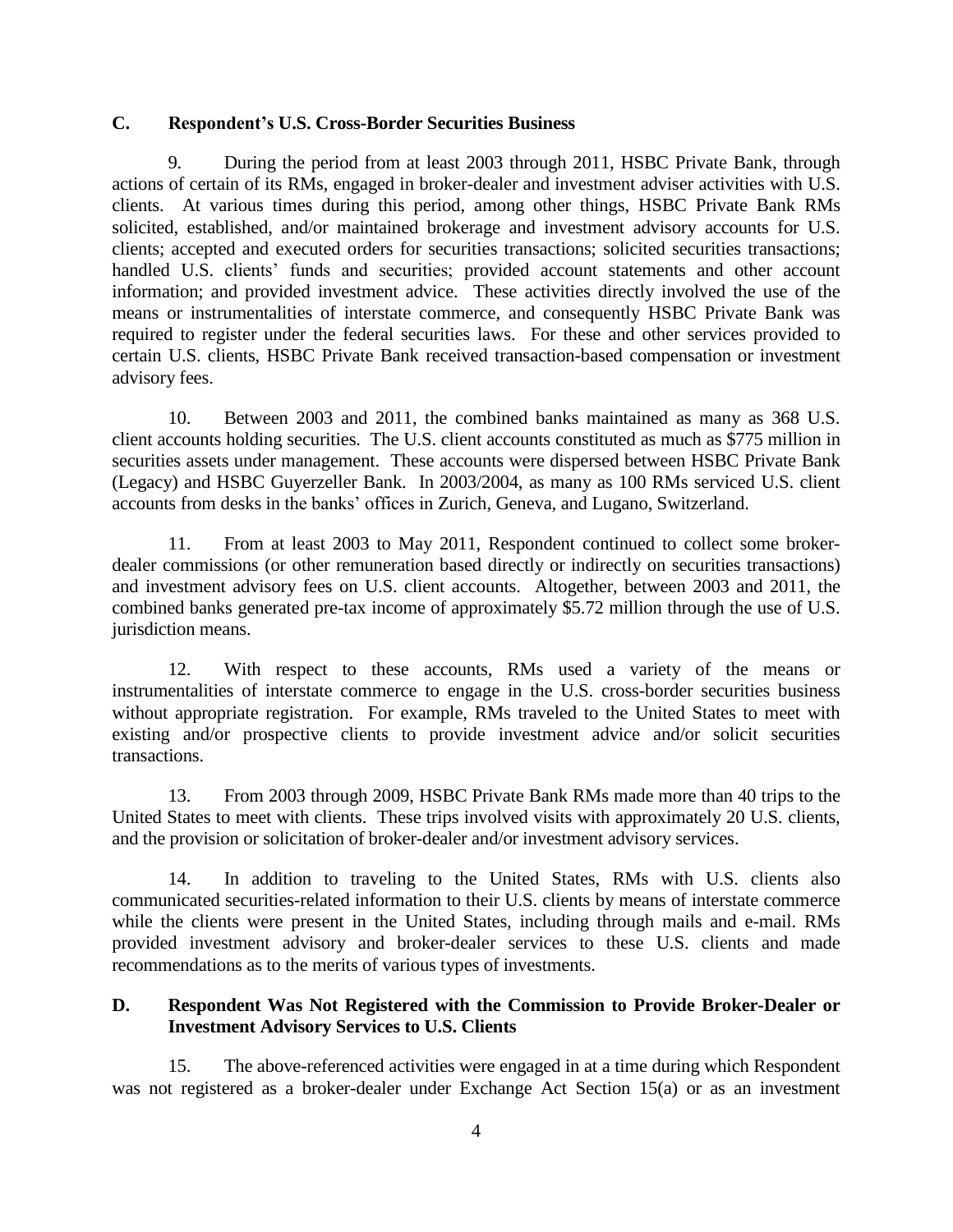### C. Respondent's U.S. Cross-Border Securities Business

9. During the period from at least 2003 through 2011, HSBC Private Bank, through actions of certain of its RMs, engaged in broker-dealer and investment adviser activities with U.S. clients. At various times during this period, among other things, HSBC Private Bank RMs solicited, established, and/or maintained brokerage and investment advisory accounts for U.S. clients; accepted and executed orders for securities transactions; solicited securities transactions; handled U.S. clients' funds and securities; provided account statements and other account information; and provided investment advice. These activities directly involved the use of the means or instrumentalities of interstate commerce, and consequently HSBC Private Bank was required to register under the federal securities laws. For these and other services provided to certain U.S. clients, HSBC Private Bank received transaction-based compensation or investment advisory fees.

10. Between 2003 and 2011, the combined banks maintained as many as 368 U.S. client accounts holding securities. The U.S. client accounts constituted as much as $775 million in securities assets under management. These accounts were dispersed between HSBC Private Bank (Legacy) and HSBC Guyerzeller Bank. In 2003/2004, as many as 100 RMs serviced U.S. client accounts from desks in the banks' offices in Zurich, Geneva, and Lugano, Switzerland.

11. From at least 2003 to May 2011, Respondent continued to collect some broker-dealer commissions (or other remuneration based directly or indirectly on securities transactions) and investment advisory fees on U.S. client accounts. Altogether, between 2003 and 2011, the combined banks generated pre-tax income of approximately $5.72 million through the use of U.S. jurisdiction means.

12. With respect to these accounts, RMs used a variety of the means or instrumentalities of interstate commerce to engage in the U.S. cross-border securities business without appropriate registration. For example, RMs traveled to the United States to meet with existing and/or prospective clients to provide investment advice and/or solicit securities transactions.

13. From 2003 through 2009, HSBC Private Bank RMs made more than 40 trips to the United States to meet with clients. These trips involved visits with approximately 20 U.S. clients, and the provision or solicitation of broker-dealer and/or investment advisory services.

14. In addition to traveling to the United States, RMs with U.S. clients also communicated securities-related information to their U.S. clients by means of interstate commerce while the clients were present in the United States, including through mails and e-mail. RMs provided investment advisory and broker-dealer services to these U.S. clients and made recommendations as to the merits of various types of investments.

### D. Respondent Was Not Registered with the Commission to Provide Broker-Dealer or Investment Advisory Services to U.S. Clients

15. The above-referenced activities were engaged in at a time during which Respondent was not registered as a broker-dealer under Exchange Act Section 15(a) or as an investment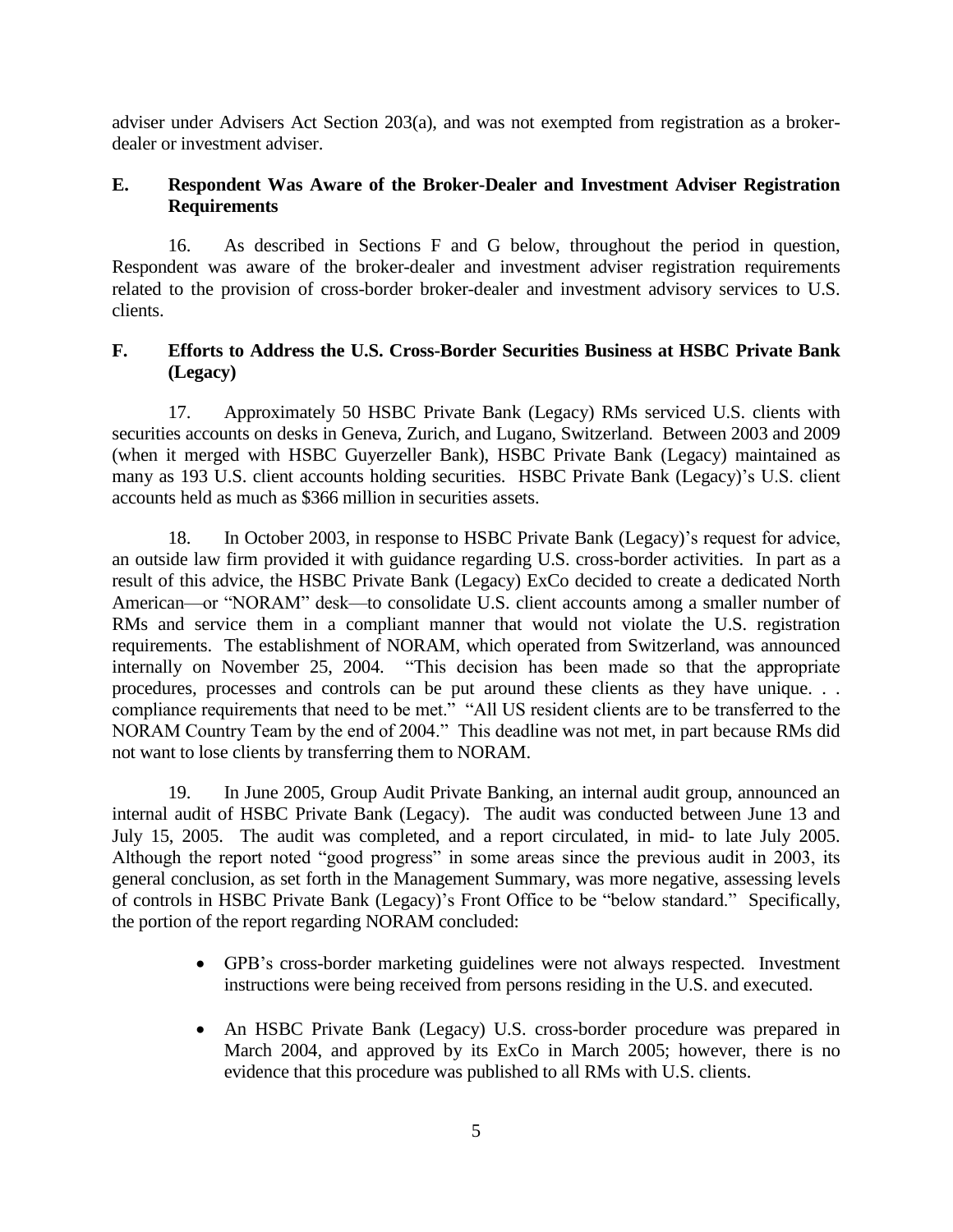adviser under Advisers Act Section 203(a), and was not exempted from registration as a broker-dealer or investment adviser.

## E. Respondent Was Aware of the Broker-Dealer and Investment Adviser Registration Requirements

16. As described in Sections F and G below, throughout the period in question, Respondent was aware of the broker-dealer and investment adviser registration requirements related to the provision of cross-border broker-dealer and investment advisory services to U.S. clients.

## F. Efforts to Address the U.S. Cross-Border Securities Business at HSBC Private Bank (Legacy)

17. Approximately 50 HSBC Private Bank (Legacy) RMs serviced U.S. clients with securities accounts on desks in Geneva, Zurich, and Lugano, Switzerland. Between 2003 and 2009 (when it merged with HSBC Guyerzeller Bank), HSBC Private Bank (Legacy) maintained as many as 193 U.S. client accounts holding securities. HSBC Private Bank (Legacy)'s U.S. client accounts held as much as $366 million in securities assets.

18. In October 2003, in response to HSBC Private Bank (Legacy)'s request for advice, an outside law firm provided it with guidance regarding U.S. cross-border activities. In part as a result of this advice, the HSBC Private Bank (Legacy) ExCo decided to create a dedicated North American—or "NORAM" desk—to consolidate U.S. client accounts among a smaller number of RMs and service them in a compliant manner that would not violate the U.S. registration requirements. The establishment of NORAM, which operated from Switzerland, was announced internally on November 25, 2004. "This decision has been made so that the appropriate procedures, processes and controls can be put around these clients as they have unique. . . compliance requirements that need to be met." "All US resident clients are to be transferred to the NORAM Country Team by the end of 2004." This deadline was not met, in part because RMs did not want to lose clients by transferring them to NORAM.

19. In June 2005, Group Audit Private Banking, an internal audit group, announced an internal audit of HSBC Private Bank (Legacy). The audit was conducted between June 13 and July 15, 2005. The audit was completed, and a report circulated, in mid- to late July 2005. Although the report noted "good progress" in some areas since the previous audit in 2003, its general conclusion, as set forth in the Management Summary, was more negative, assessing levels of controls in HSBC Private Bank (Legacy)'s Front Office to be "below standard." Specifically, the portion of the report regarding NORAM concluded:

- GPB's cross-border marketing guidelines were not always respected. Investment instructions were being received from persons residing in the U.S. and executed.

- An HSBC Private Bank (Legacy) U.S. cross-border procedure was prepared in March 2004, and approved by its ExCo in March 2005; however, there is no evidence that this procedure was published to all RMs with U.S. clients.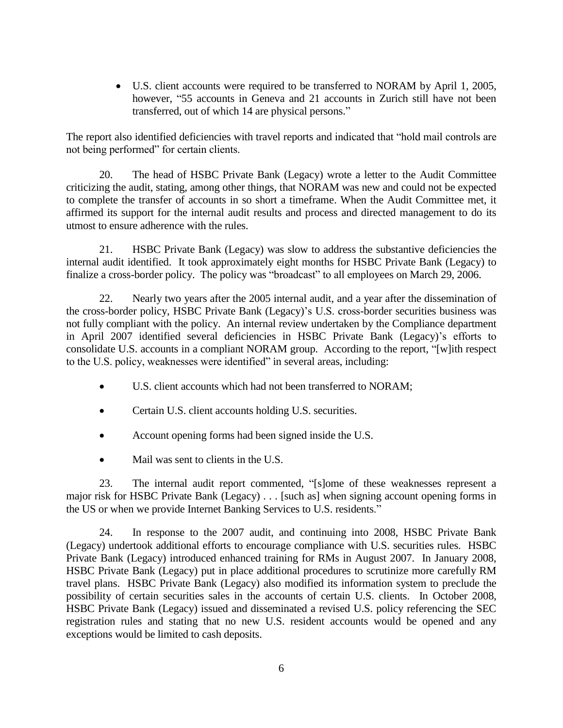- U.S. client accounts were required to be transferred to NORAM by April 1, 2005, however, "55 accounts in Geneva and 21 accounts in Zurich still have not been transferred, out of which 14 are physical persons."

The report also identified deficiencies with travel reports and indicated that "hold mail controls are not being performed" for certain clients.

20. The head of HSBC Private Bank (Legacy) wrote a letter to the Audit Committee criticizing the audit, stating, among other things, that NORAM was new and could not be expected to complete the transfer of accounts in so short a timeframe. When the Audit Committee met, it affirmed its support for the internal audit results and process and directed management to do its utmost to ensure adherence with the rules.

21. HSBC Private Bank (Legacy) was slow to address the substantive deficiencies the internal audit identified. It took approximately eight months for HSBC Private Bank (Legacy) to finalize a cross-border policy. The policy was "broadcast" to all employees on March 29, 2006.

22. Nearly two years after the 2005 internal audit, and a year after the dissemination of the cross-border policy, HSBC Private Bank (Legacy)'s U.S. cross-border securities business was not fully compliant with the policy. An internal review undertaken by the Compliance department in April 2007 identified several deficiencies in HSBC Private Bank (Legacy)'s efforts to consolidate U.S. accounts in a compliant NORAM group. According to the report, "[w]ith respect to the U.S. policy, weaknesses were identified" in several areas, including:

- U.S. client accounts which had not been transferred to NORAM;
- Certain U.S. client accounts holding U.S. securities.
- Account opening forms had been signed inside the U.S.
- Mail was sent to clients in the U.S.

23. The internal audit report commented, "[s]ome of these weaknesses represent a major risk for HSBC Private Bank (Legacy) . . . [such as] when signing account opening forms in the US or when we provide Internet Banking Services to U.S. residents."

24. In response to the 2007 audit, and continuing into 2008, HSBC Private Bank (Legacy) undertook additional efforts to encourage compliance with U.S. securities rules. HSBC Private Bank (Legacy) introduced enhanced training for RMs in August 2007. In January 2008, HSBC Private Bank (Legacy) put in place additional procedures to scrutinize more carefully RM travel plans. HSBC Private Bank (Legacy) also modified its information system to preclude the possibility of certain securities sales in the accounts of certain U.S. clients. In October 2008, HSBC Private Bank (Legacy) issued and disseminated a revised U.S. policy referencing the SEC registration rules and stating that no new U.S. resident accounts would be opened and any exceptions would be limited to cash deposits.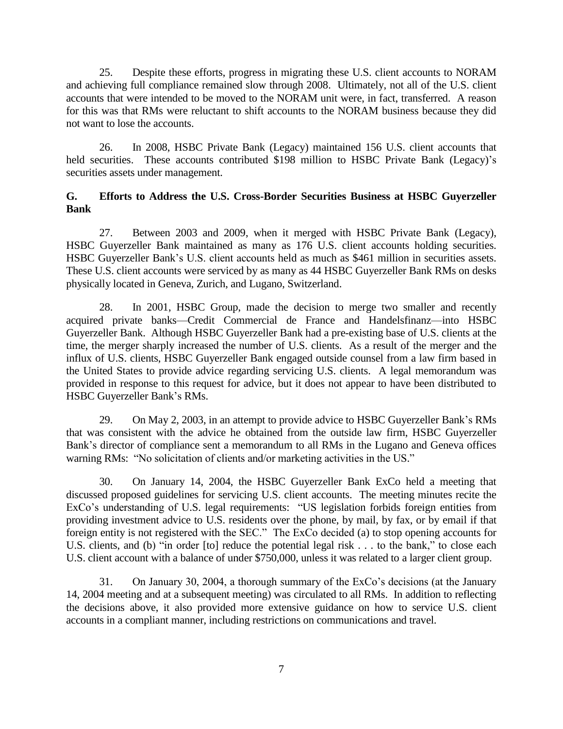25. Despite these efforts, progress in migrating these U.S. client accounts to NORAM and achieving full compliance remained slow through 2008. Ultimately, not all of the U.S. client accounts that were intended to be moved to the NORAM unit were, in fact, transferred. A reason for this was that RMs were reluctant to shift accounts to the NORAM business because they did not want to lose the accounts.

26. In 2008, HSBC Private Bank (Legacy) maintained 156 U.S. client accounts that held securities. These accounts contributed $198 million to HSBC Private Bank (Legacy)'s securities assets under management.

## G. Efforts to Address the U.S. Cross-Border Securities Business at HSBC Guyerzeller Bank

27. Between 2003 and 2009, when it merged with HSBC Private Bank (Legacy), HSBC Guyerzeller Bank maintained as many as 176 U.S. client accounts holding securities. HSBC Guyerzeller Bank's U.S. client accounts held as much as $461 million in securities assets. These U.S. client accounts were serviced by as many as 44 HSBC Guyerzeller Bank RMs on desks physically located in Geneva, Zurich, and Lugano, Switzerland.

28. In 2001, HSBC Group, made the decision to merge two smaller and recently acquired private banks—Credit Commercial de France and Handelsfinanz—into HSBC Guyerzeller Bank. Although HSBC Guyerzeller Bank had a pre-existing base of U.S. clients at the time, the merger sharply increased the number of U.S. clients. As a result of the merger and the influx of U.S. clients, HSBC Guyerzeller Bank engaged outside counsel from a law firm based in the United States to provide advice regarding servicing U.S. clients. A legal memorandum was provided in response to this request for advice, but it does not appear to have been distributed to HSBC Guyerzeller Bank's RMs.

29. On May 2, 2003, in an attempt to provide advice to HSBC Guyerzeller Bank's RMs that was consistent with the advice he obtained from the outside law firm, HSBC Guyerzeller Bank's director of compliance sent a memorandum to all RMs in the Lugano and Geneva offices warning RMs: "No solicitation of clients and/or marketing activities in the US."

30. On January 14, 2004, the HSBC Guyerzeller Bank ExCo held a meeting that discussed proposed guidelines for servicing U.S. client accounts. The meeting minutes recite the ExCo's understanding of U.S. legal requirements: "US legislation forbids foreign entities from providing investment advice to U.S. residents over the phone, by mail, by fax, or by email if that foreign entity is not registered with the SEC." The ExCo decided (a) to stop opening accounts for U.S. clients, and (b) "in order [to] reduce the potential legal risk . . . to the bank," to close each U.S. client account with a balance of under $750,000, unless it was related to a larger client group.

31. On January 30, 2004, a thorough summary of the ExCo's decisions (at the January 14, 2004 meeting and at a subsequent meeting) was circulated to all RMs. In addition to reflecting the decisions above, it also provided more extensive guidance on how to service U.S. client accounts in a compliant manner, including restrictions on communications and travel.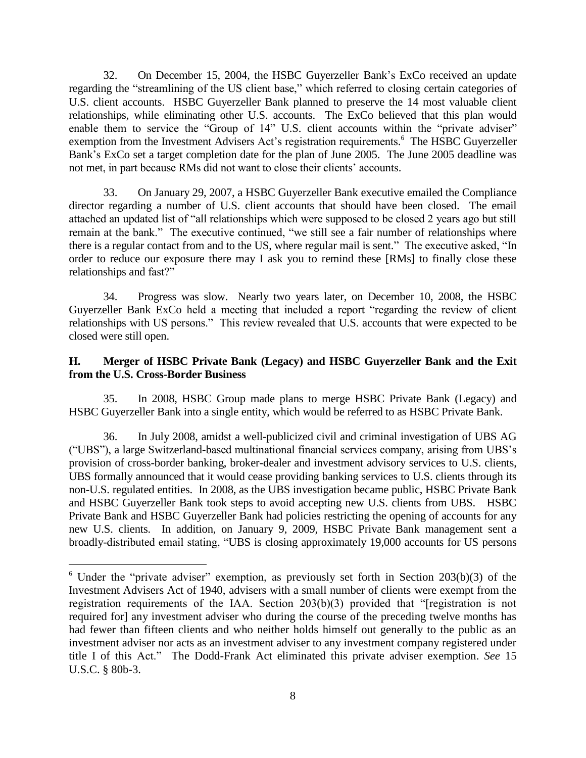32. On December 15, 2004, the HSBC Guyerzeller Bank's ExCo received an update regarding the "streamlining of the US client base," which referred to closing certain categories of U.S. client accounts. HSBC Guyerzeller Bank planned to preserve the 14 most valuable client relationships, while eliminating other U.S. accounts. The ExCo believed that this plan would enable them to service the "Group of 14" U.S. client accounts within the "private adviser" exemption from the Investment Advisers Act's registration requirements.[6] The HSBC Guyerzeller Bank's ExCo set a target completion date for the plan of June 2005. The June 2005 deadline was not met, in part because RMs did not want to close their clients' accounts.

33. On January 29, 2007, a HSBC Guyerzeller Bank executive emailed the Compliance director regarding a number of U.S. client accounts that should have been closed. The email attached an updated list of "all relationships which were supposed to be closed 2 years ago but still remain at the bank." The executive continued, "we still see a fair number of relationships where there is a regular contact from and to the US, where regular mail is sent." The executive asked, "In order to reduce our exposure there may I ask you to remind these [RMs] to finally close these relationships and fast?"

34. Progress was slow. Nearly two years later, on December 10, 2008, the HSBC Guyerzeller Bank ExCo held a meeting that included a report "regarding the review of client relationships with US persons." This review revealed that U.S. accounts that were expected to be closed were still open.

### H. Merger of HSBC Private Bank (Legacy) and HSBC Guyerzeller Bank and the Exit from the U.S. Cross-Border Business

35. In 2008, HSBC Group made plans to merge HSBC Private Bank (Legacy) and HSBC Guyerzeller Bank into a single entity, which would be referred to as HSBC Private Bank.

36. In July 2008, amidst a well-publicized civil and criminal investigation of UBS AG ("UBS"), a large Switzerland-based multinational financial services company, arising from UBS's provision of cross-border banking, broker-dealer and investment advisory services to U.S. clients, UBS formally announced that it would cease providing banking services to U.S. clients through its non-U.S. regulated entities. In 2008, as the UBS investigation became public, HSBC Private Bank and HSBC Guyerzeller Bank took steps to avoid accepting new U.S. clients from UBS. HSBC Private Bank and HSBC Guyerzeller Bank had policies restricting the opening of accounts for any new U.S. clients. In addition, on January 9, 2009, HSBC Private Bank management sent a broadly-distributed email stating, "UBS is closing approximately 19,000 accounts for US persons

---

[6] Under the "private adviser" exemption, as previously set forth in Section 203(b)(3) of the Investment Advisers Act of 1940, advisers with a small number of clients were exempt from the registration requirements of the IAA. Section 203(b)(3) provided that "[registration is not required for] any investment adviser who during the course of the preceding twelve months has had fewer than fifteen clients and who neither holds himself out generally to the public as an investment adviser nor acts as an investment adviser to any investment company registered under title I of this Act." The Dodd-Frank Act eliminated this private adviser exemption. *See* 15 U.S.C. § 80b-3.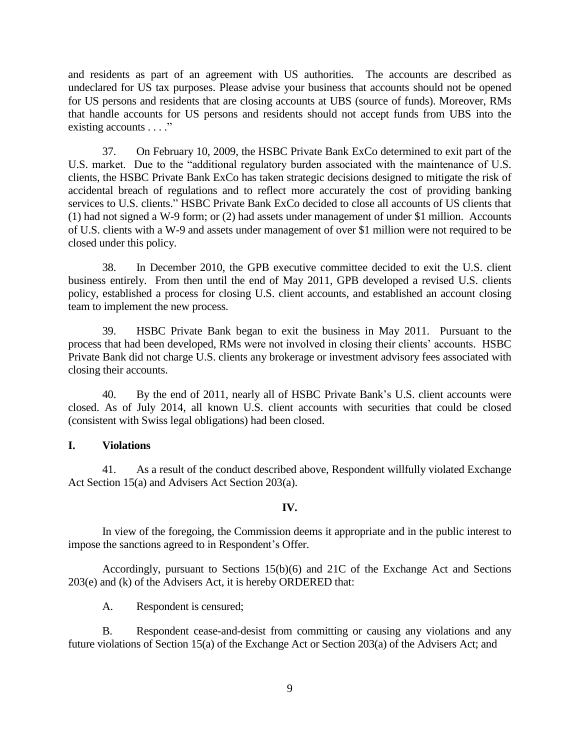and residents as part of an agreement with US authorities. The accounts are described as undeclared for US tax purposes. Please advise your business that accounts should not be opened for US persons and residents that are closing accounts at UBS (source of funds). Moreover, RMs that handle accounts for US persons and residents should not accept funds from UBS into the existing accounts . . . ."

37. On February 10, 2009, the HSBC Private Bank ExCo determined to exit part of the U.S. market. Due to the "additional regulatory burden associated with the maintenance of U.S. clients, the HSBC Private Bank ExCo has taken strategic decisions designed to mitigate the risk of accidental breach of regulations and to reflect more accurately the cost of providing banking services to U.S. clients." HSBC Private Bank ExCo decided to close all accounts of US clients that (1) had not signed a W-9 form; or (2) had assets under management of under $1 million. Accounts of U.S. clients with a W-9 and assets under management of over $1 million were not required to be closed under this policy.

38. In December 2010, the GPB executive committee decided to exit the U.S. client business entirely. From then until the end of May 2011, GPB developed a revised U.S. clients policy, established a process for closing U.S. client accounts, and established an account closing team to implement the new process.

39. HSBC Private Bank began to exit the business in May 2011. Pursuant to the process that had been developed, RMs were not involved in closing their clients' accounts. HSBC Private Bank did not charge U.S. clients any brokerage or investment advisory fees associated with closing their accounts.

40. By the end of 2011, nearly all of HSBC Private Bank's U.S. client accounts were closed. As of July 2014, all known U.S. client accounts with securities that could be closed (consistent with Swiss legal obligations) had been closed.

## I. Violations

41. As a result of the conduct described above, Respondent willfully violated Exchange Act Section 15(a) and Advisers Act Section 203(a).

## IV.

In view of the foregoing, the Commission deems it appropriate and in the public interest to impose the sanctions agreed to in Respondent's Offer.

Accordingly, pursuant to Sections 15(b)(6) and 21C of the Exchange Act and Sections 203(e) and (k) of the Advisers Act, it is hereby ORDERED that:

A. Respondent is censured;

B. Respondent cease-and-desist from committing or causing any violations and any future violations of Section 15(a) of the Exchange Act or Section 203(a) of the Advisers Act; and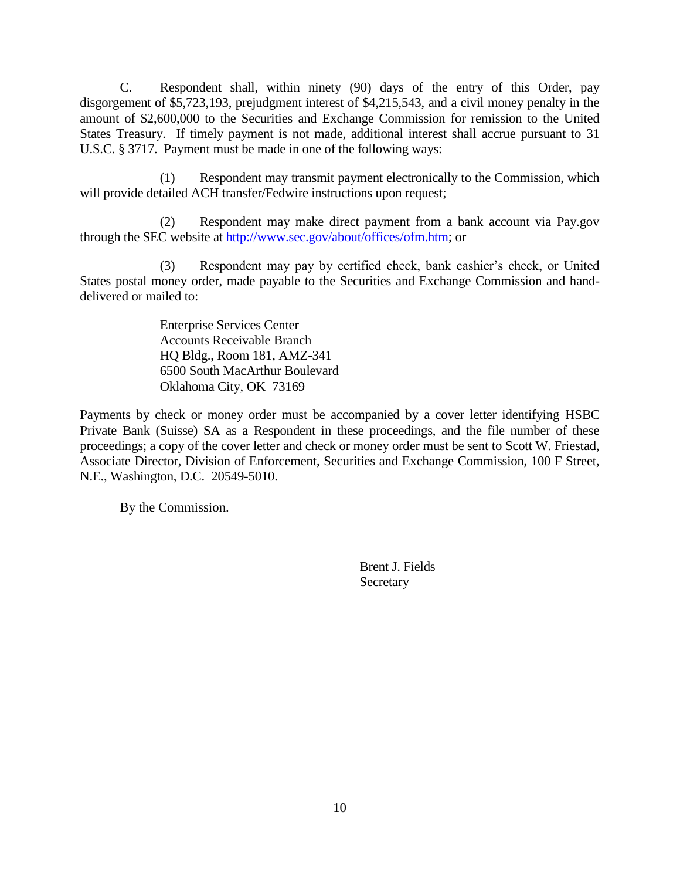C. Respondent shall, within ninety (90) days of the entry of this Order, pay disgorgement of $5,723,193, prejudgment interest of $4,215,543, and a civil money penalty in the amount of $2,600,000 to the Securities and Exchange Commission for remission to the United States Treasury. If timely payment is not made, additional interest shall accrue pursuant to 31 U.S.C. § 3717. Payment must be made in one of the following ways:

(1) Respondent may transmit payment electronically to the Commission, which will provide detailed ACH transfer/Fedwire instructions upon request;

(2) Respondent may make direct payment from a bank account via Pay.gov through the SEC website at http://www.sec.gov/about/offices/ofm.htm; or

(3) Respondent may pay by certified check, bank cashier's check, or United States postal money order, made payable to the Securities and Exchange Commission and hand-delivered or mailed to:

Enterprise Services Center
Accounts Receivable Branch
HQ Bldg., Room 181, AMZ-341
6500 South MacArthur Boulevard
Oklahoma City, OK 73169

Payments by check or money order must be accompanied by a cover letter identifying HSBC Private Bank (Suisse) SA as a Respondent in these proceedings, and the file number of these proceedings; a copy of the cover letter and check or money order must be sent to Scott W. Friestad, Associate Director, Division of Enforcement, Securities and Exchange Commission, 100 F Street, N.E., Washington, D.C. 20549-5010.

By the Commission.

Brent J. Fields
Secretary